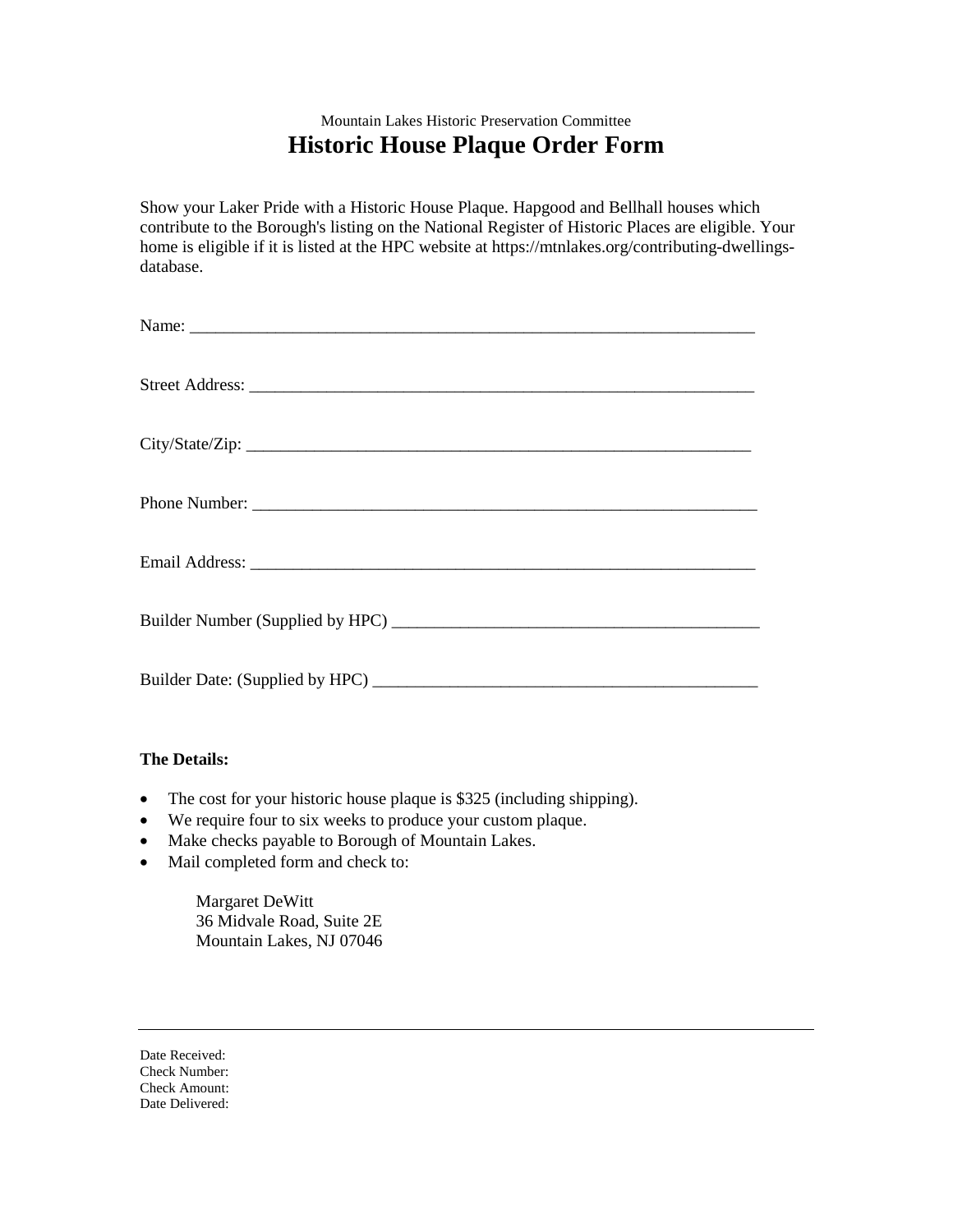Mountain Lakes Historic Preservation Committee

# Historic House Plaque Order Form

Show your Laker Pride with a Historic House Plaque. Hapgood and Bellhall houses which contribute to the Borough's listing on the National Register of Historic Places are eligible. Your home is eligible if it is listed at the HPC website at https://mtnlakes.org/contributing-dwellings-database.

Name: ______________________________________________________________________

Street Address: _______________________________________________________________

City/State/Zip: _______________________________________________________________

Phone Number: _______________________________________________________________

Email Address: _______________________________________________________________

Builder Number (Supplied by HPC) _____________________________________________

Builder Date: (Supplied by HPC) _______________________________________________

**The Details:**

- The cost for your historic house plaque is $325 (including shipping).
- We require four to six weeks to produce your custom plaque.
- Make checks payable to Borough of Mountain Lakes.
- Mail completed form and check to:

  Margaret DeWitt
  36 Midvale Road, Suite 2E
  Mountain Lakes, NJ 07046

---

Date Received:
Check Number:
Check Amount:
Date Delivered: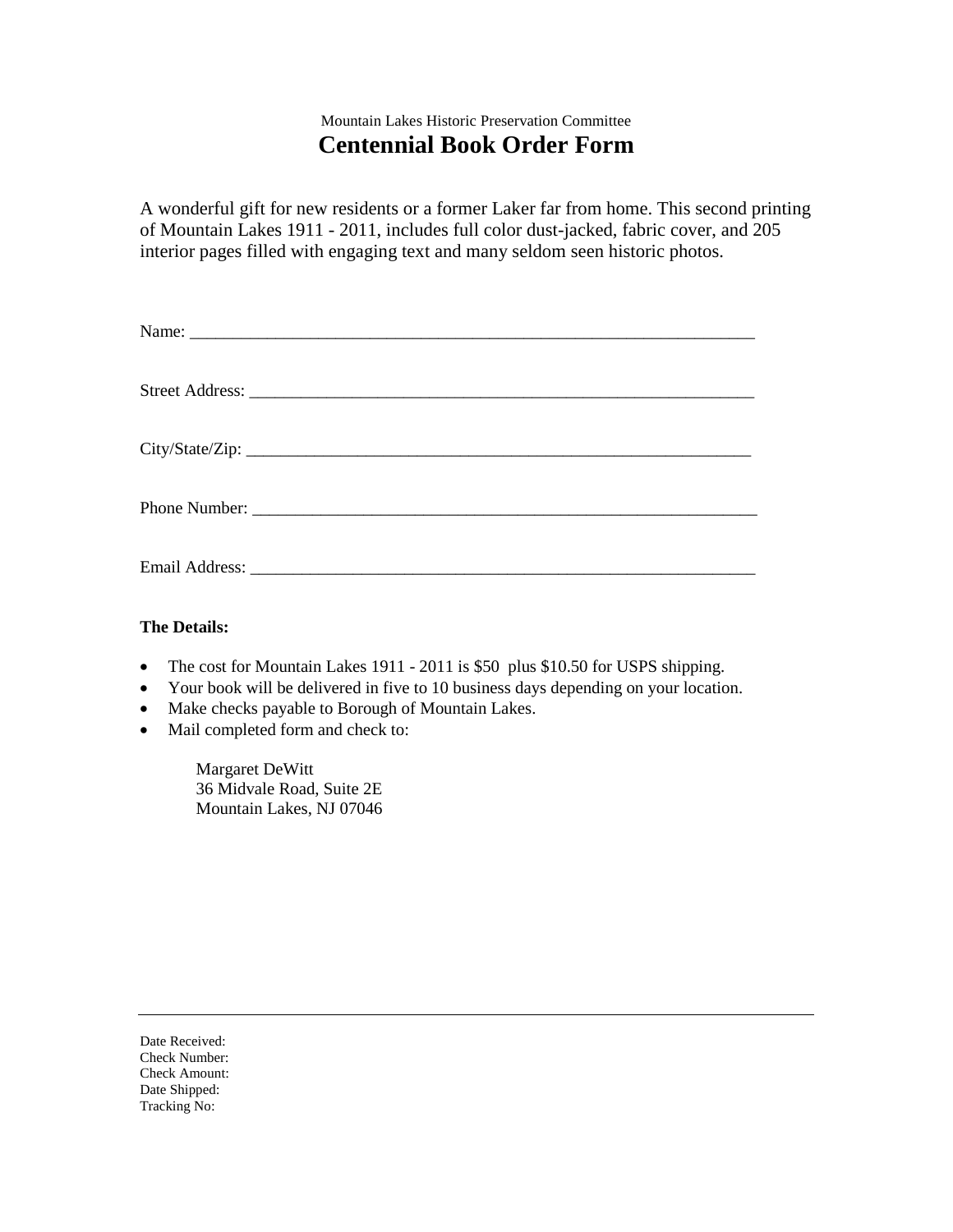Mountain Lakes Historic Preservation Committee

# Centennial Book Order Form

A wonderful gift for new residents or a former Laker far from home. This second printing of Mountain Lakes 1911 - 2011, includes full color dust-jacked, fabric cover, and 205 interior pages filled with engaging text and many seldom seen historic photos.

Name: ___________________________________________________________________

Street Address: ___________________________________________________________

City/State/Zip: ___________________________________________________________

Phone Number: ___________________________________________________________

Email Address: ___________________________________________________________

**The Details:**

- The cost for Mountain Lakes 1911 - 2011 is $50 plus $10.50 for USPS shipping.
- Your book will be delivered in five to 10 business days depending on your location.
- Make checks payable to Borough of Mountain Lakes.
- Mail completed form and check to:

  Margaret DeWitt
  36 Midvale Road, Suite 2E
  Mountain Lakes, NJ 07046

---

Date Received:
Check Number:
Check Amount:
Date Shipped:
Tracking No: